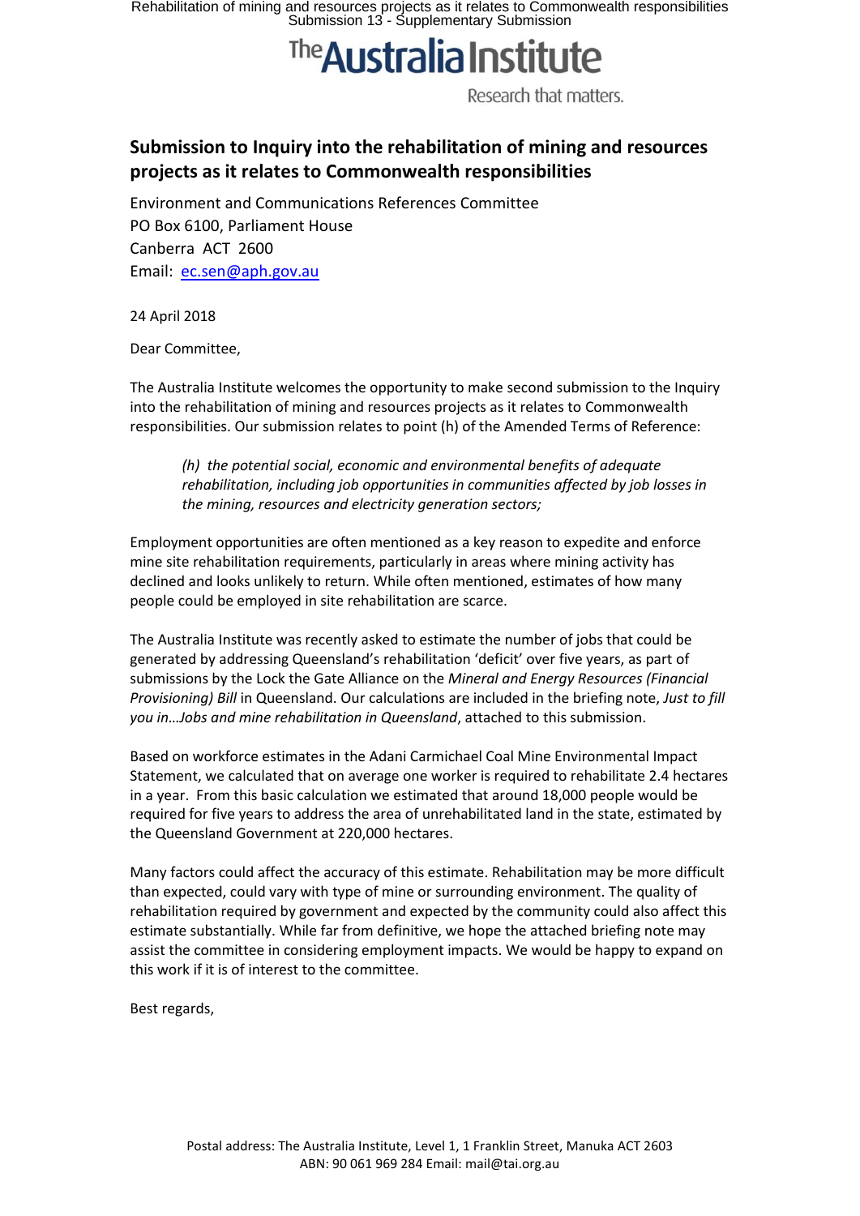# Submission to Inquiry into the rehabilitation of mining and resources projects as it relates to Commonwealth responsibilities

Environment and Communications References Committee
PO Box 6100, Parliament House
Canberra ACT 2600
Email: ec.sen@aph.gov.au

24 April 2018

Dear Committee,

The Australia Institute welcomes the opportunity to make second submission to the Inquiry into the rehabilitation of mining and resources projects as it relates to Commonwealth responsibilities. Our submission relates to point (h) of the Amended Terms of Reference:

> *(h) the potential social, economic and environmental benefits of adequate rehabilitation, including job opportunities in communities affected by job losses in the mining, resources and electricity generation sectors;*

Employment opportunities are often mentioned as a key reason to expedite and enforce mine site rehabilitation requirements, particularly in areas where mining activity has declined and looks unlikely to return. While often mentioned, estimates of how many people could be employed in site rehabilitation are scarce.

The Australia Institute was recently asked to estimate the number of jobs that could be generated by addressing Queensland's rehabilitation 'deficit' over five years, as part of submissions by the Lock the Gate Alliance on the *Mineral and Energy Resources (Financial Provisioning) Bill* in Queensland. Our calculations are included in the briefing note, *Just to fill you in…Jobs and mine rehabilitation in Queensland*, attached to this submission.

Based on workforce estimates in the Adani Carmichael Coal Mine Environmental Impact Statement, we calculated that on average one worker is required to rehabilitate 2.4 hectares in a year. From this basic calculation we estimated that around 18,000 people would be required for five years to address the area of unrehabilitated land in the state, estimated by the Queensland Government at 220,000 hectares.

Many factors could affect the accuracy of this estimate. Rehabilitation may be more difficult than expected, could vary with type of mine or surrounding environment. The quality of rehabilitation required by government and expected by the community could also affect this estimate substantially. While far from definitive, we hope the attached briefing note may assist the committee in considering employment impacts. We would be happy to expand on this work if it is of interest to the committee.

Best regards,

Postal address: The Australia Institute, Level 1, 1 Franklin Street, Manuka ACT 2603
ABN: 90 061 969 284 Email: mail@tai.org.au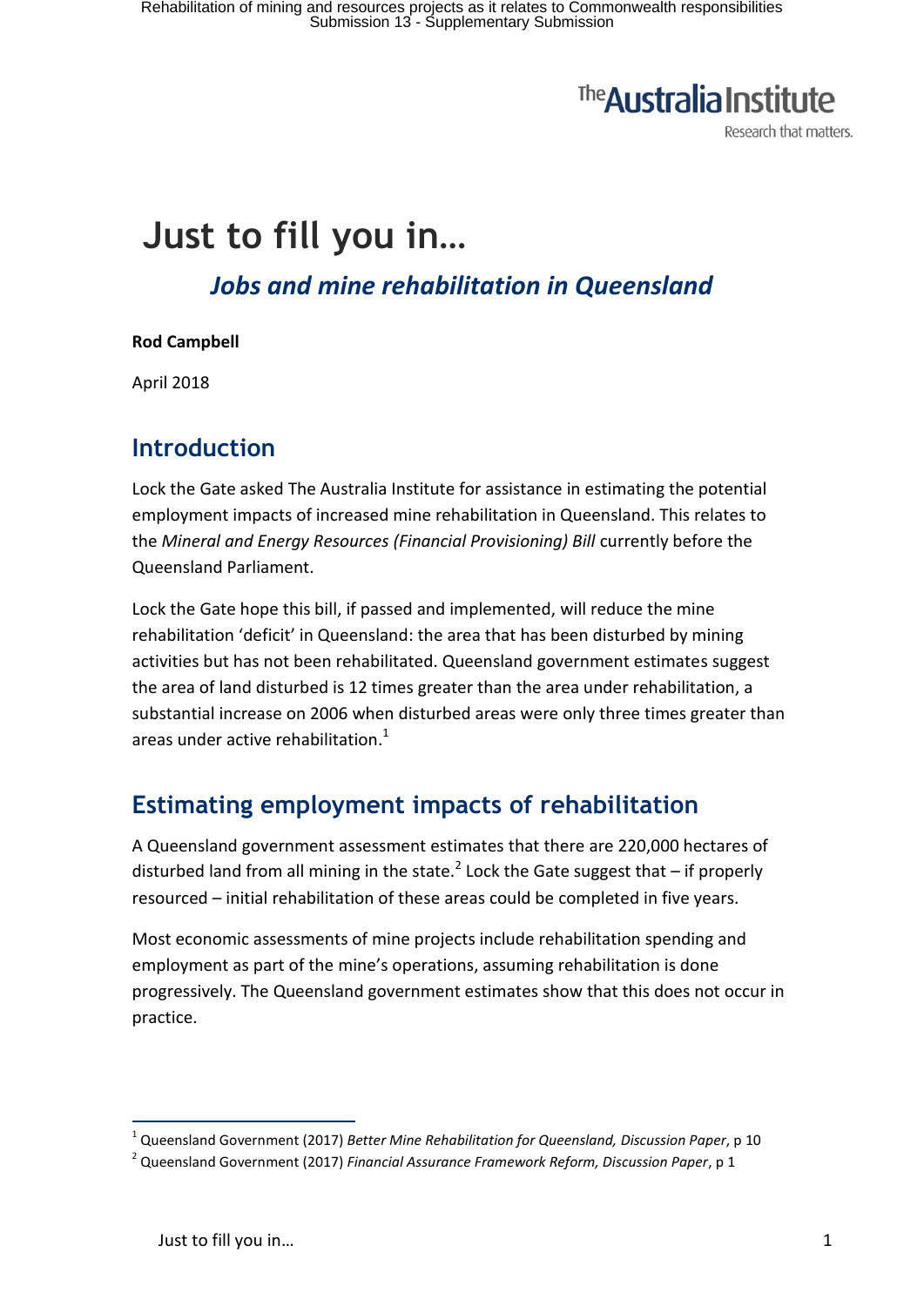# Just to fill you in…

## *Jobs and mine rehabilitation in Queensland*

**Rod Campbell**

April 2018

## Introduction

Lock the Gate asked The Australia Institute for assistance in estimating the potential employment impacts of increased mine rehabilitation in Queensland. This relates to the *Mineral and Energy Resources (Financial Provisioning) Bill* currently before the Queensland Parliament.

Lock the Gate hope this bill, if passed and implemented, will reduce the mine rehabilitation 'deficit' in Queensland: the area that has been disturbed by mining activities but has not been rehabilitated. Queensland government estimates suggest the area of land disturbed is 12 times greater than the area under rehabilitation, a substantial increase on 2006 when disturbed areas were only three times greater than areas under active rehabilitation.[1]

## Estimating employment impacts of rehabilitation

A Queensland government assessment estimates that there are 220,000 hectares of disturbed land from all mining in the state.[2] Lock the Gate suggest that – if properly resourced – initial rehabilitation of these areas could be completed in five years.

Most economic assessments of mine projects include rehabilitation spending and employment as part of the mine's operations, assuming rehabilitation is done progressively. The Queensland government estimates show that this does not occur in practice.

[1] Queensland Government (2017) *Better Mine Rehabilitation for Queensland, Discussion Paper*, p 10

[2] Queensland Government (2017) *Financial Assurance Framework Reform, Discussion Paper*, p 1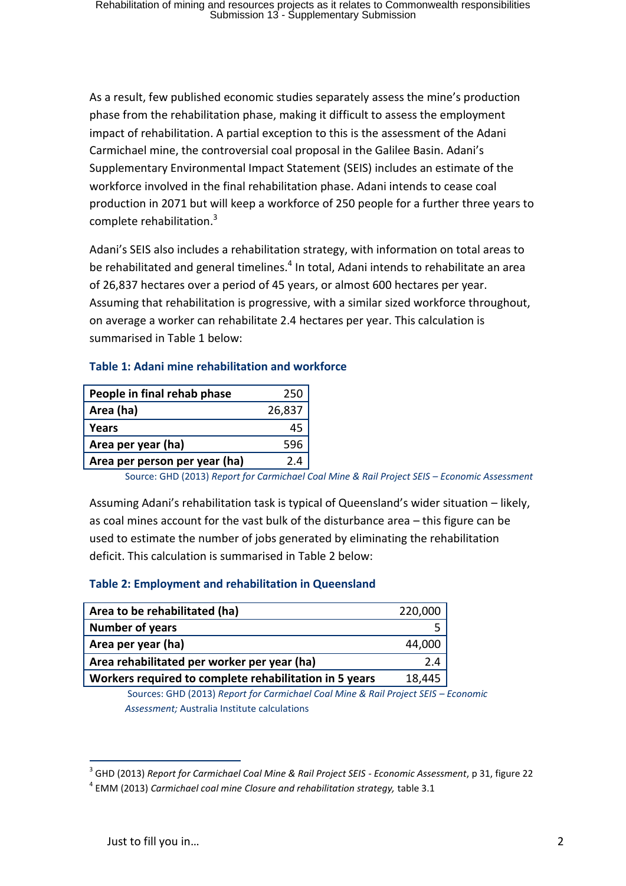As a result, few published economic studies separately assess the mine's production phase from the rehabilitation phase, making it difficult to assess the employment impact of rehabilitation. A partial exception to this is the assessment of the Adani Carmichael mine, the controversial coal proposal in the Galilee Basin. Adani's Supplementary Environmental Impact Statement (SEIS) includes an estimate of the workforce involved in the final rehabilitation phase. Adani intends to cease coal production in 2071 but will keep a workforce of 250 people for a further three years to complete rehabilitation.[3]

Adani's SEIS also includes a rehabilitation strategy, with information on total areas to be rehabilitated and general timelines.[4] In total, Adani intends to rehabilitate an area of 26,837 hectares over a period of 45 years, or almost 600 hectares per year. Assuming that rehabilitation is progressive, with a similar sized workforce throughout, on average a worker can rehabilitate 2.4 hectares per year. This calculation is summarised in Table 1 below:

### Table 1: Adani mine rehabilitation and workforce

| | |
|---|---|
| **People in final rehab phase** | 250 |
| **Area (ha)** | 26,837 |
| **Years** | 45 |
| **Area per year (ha)** | 596 |
| **Area per person per year (ha)** | 2.4 |

Source: GHD (2013) *Report for Carmichael Coal Mine & Rail Project SEIS – Economic Assessment*

Assuming Adani's rehabilitation task is typical of Queensland's wider situation – likely, as coal mines account for the vast bulk of the disturbance area – this figure can be used to estimate the number of jobs generated by eliminating the rehabilitation deficit. This calculation is summarised in Table 2 below:

### Table 2: Employment and rehabilitation in Queensland

| | |
|---|---|
| **Area to be rehabilitated (ha)** | 220,000 |
| **Number of years** | 5 |
| **Area per year (ha)** | 44,000 |
| **Area rehabilitated per worker per year (ha)** | 2.4 |
| **Workers required to complete rehabilitation in 5 years** | 18,445 |

Sources: GHD (2013) *Report for Carmichael Coal Mine & Rail Project SEIS – Economic Assessment;* Australia Institute calculations

---

[3] GHD (2013) *Report for Carmichael Coal Mine & Rail Project SEIS - Economic Assessment*, p 31, figure 22

[4] EMM (2013) *Carmichael coal mine Closure and rehabilitation strategy,* table 3.1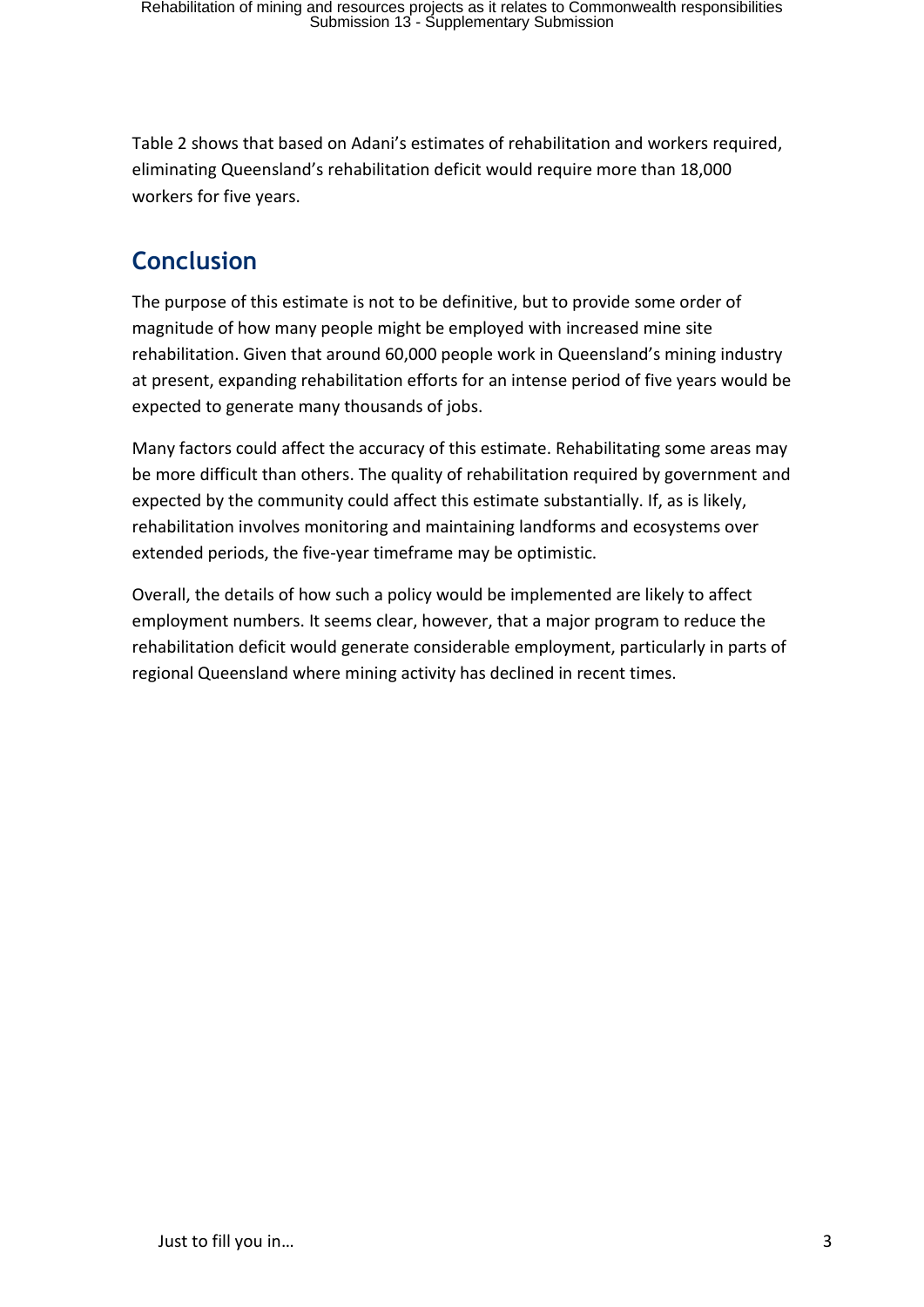Table 2 shows that based on Adani's estimates of rehabilitation and workers required, eliminating Queensland's rehabilitation deficit would require more than 18,000 workers for five years.

## Conclusion

The purpose of this estimate is not to be definitive, but to provide some order of magnitude of how many people might be employed with increased mine site rehabilitation. Given that around 60,000 people work in Queensland's mining industry at present, expanding rehabilitation efforts for an intense period of five years would be expected to generate many thousands of jobs.

Many factors could affect the accuracy of this estimate. Rehabilitating some areas may be more difficult than others. The quality of rehabilitation required by government and expected by the community could affect this estimate substantially. If, as is likely, rehabilitation involves monitoring and maintaining landforms and ecosystems over extended periods, the five-year timeframe may be optimistic.

Overall, the details of how such a policy would be implemented are likely to affect employment numbers. It seems clear, however, that a major program to reduce the rehabilitation deficit would generate considerable employment, particularly in parts of regional Queensland where mining activity has declined in recent times.